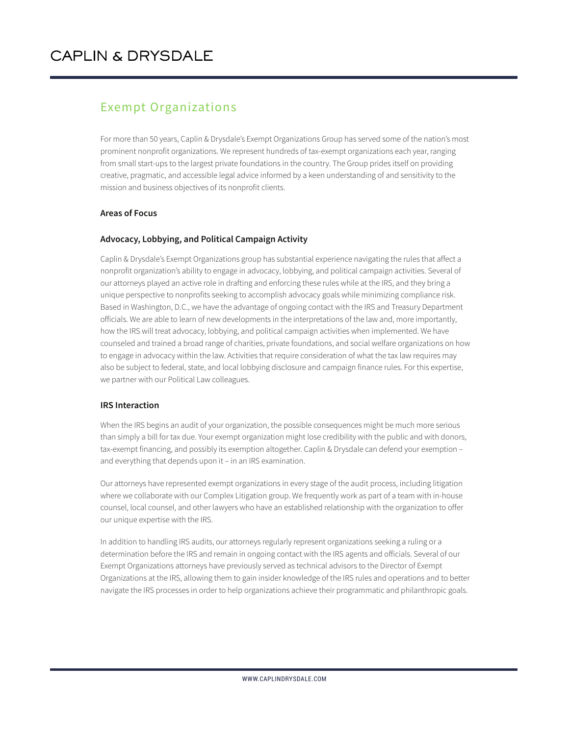# CAPLIN & DRYSDALE

## Exempt Organizations

For more than 50 years, Caplin & Drysdale's Exempt Organizations Group has served some of the nation's most prominent nonprofit organizations. We represent hundreds of tax-exempt organizations each year, ranging from small start-ups to the largest private foundations in the country. The Group prides itself on providing creative, pragmatic, and accessible legal advice informed by a keen understanding of and sensitivity to the mission and business objectives of its nonprofit clients.

### Areas of Focus

### Advocacy, Lobbying, and Political Campaign Activity

Caplin & Drysdale's Exempt Organizations group has substantial experience navigating the rules that affect a nonprofit organization's ability to engage in advocacy, lobbying, and political campaign activities. Several of our attorneys played an active role in drafting and enforcing these rules while at the IRS, and they bring a unique perspective to nonprofits seeking to accomplish advocacy goals while minimizing compliance risk. Based in Washington, D.C., we have the advantage of ongoing contact with the IRS and Treasury Department officials. We are able to learn of new developments in the interpretations of the law and, more importantly, how the IRS will treat advocacy, lobbying, and political campaign activities when implemented. We have counseled and trained a broad range of charities, private foundations, and social welfare organizations on how to engage in advocacy within the law. Activities that require consideration of what the tax law requires may also be subject to federal, state, and local lobbying disclosure and campaign finance rules. For this expertise, we partner with our Political Law colleagues.

### IRS Interaction

When the IRS begins an audit of your organization, the possible consequences might be much more serious than simply a bill for tax due. Your exempt organization might lose credibility with the public and with donors, tax-exempt financing, and possibly its exemption altogether. Caplin & Drysdale can defend your exemption – and everything that depends upon it – in an IRS examination.

Our attorneys have represented exempt organizations in every stage of the audit process, including litigation where we collaborate with our Complex Litigation group. We frequently work as part of a team with in-house counsel, local counsel, and other lawyers who have an established relationship with the organization to offer our unique expertise with the IRS.

In addition to handling IRS audits, our attorneys regularly represent organizations seeking a ruling or a determination before the IRS and remain in ongoing contact with the IRS agents and officials. Several of our Exempt Organizations attorneys have previously served as technical advisors to the Director of Exempt Organizations at the IRS, allowing them to gain insider knowledge of the IRS rules and operations and to better navigate the IRS processes in order to help organizations achieve their programmatic and philanthropic goals.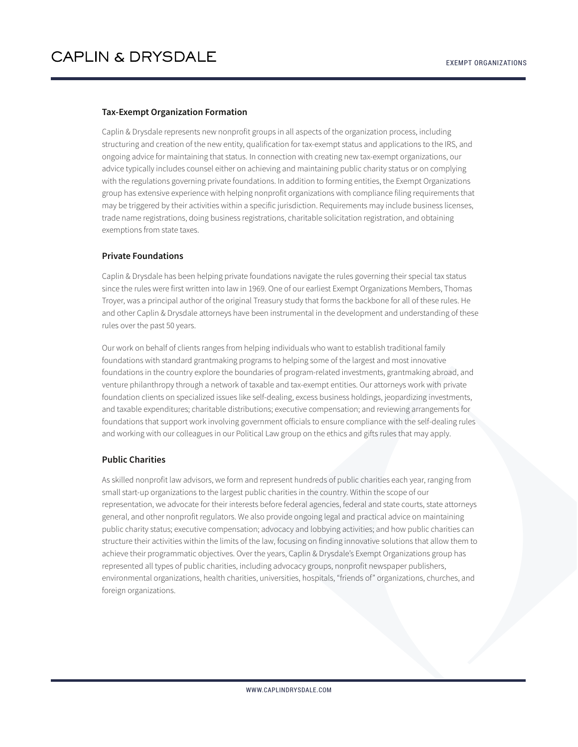### Tax-Exempt Organization Formation

Caplin & Drysdale represents new nonprofit groups in all aspects of the organization process, including structuring and creation of the new entity, qualification for tax-exempt status and applications to the IRS, and ongoing advice for maintaining that status. In connection with creating new tax-exempt organizations, our advice typically includes counsel either on achieving and maintaining public charity status or on complying with the regulations governing private foundations. In addition to forming entities, the Exempt Organizations group has extensive experience with helping nonprofit organizations with compliance filing requirements that may be triggered by their activities within a specific jurisdiction. Requirements may include business licenses, trade name registrations, doing business registrations, charitable solicitation registration, and obtaining exemptions from state taxes.

### Private Foundations

Caplin & Drysdale has been helping private foundations navigate the rules governing their special tax status since the rules were first written into law in 1969. One of our earliest Exempt Organizations Members, Thomas Troyer, was a principal author of the original Treasury study that forms the backbone for all of these rules. He and other Caplin & Drysdale attorneys have been instrumental in the development and understanding of these rules over the past 50 years.

Our work on behalf of clients ranges from helping individuals who want to establish traditional family foundations with standard grantmaking programs to helping some of the largest and most innovative foundations in the country explore the boundaries of program-related investments, grantmaking abroad, and venture philanthropy through a network of taxable and tax-exempt entities. Our attorneys work with private foundation clients on specialized issues like self-dealing, excess business holdings, jeopardizing investments, and taxable expenditures; charitable distributions; executive compensation; and reviewing arrangements for foundations that support work involving government officials to ensure compliance with the self-dealing rules and working with our colleagues in our Political Law group on the ethics and gifts rules that may apply.

### Public Charities

As skilled nonprofit law advisors, we form and represent hundreds of public charities each year, ranging from small start-up organizations to the largest public charities in the country. Within the scope of our representation, we advocate for their interests before federal agencies, federal and state courts, state attorneys general, and other nonprofit regulators. We also provide ongoing legal and practical advice on maintaining public charity status; executive compensation; advocacy and lobbying activities; and how public charities can structure their activities within the limits of the law, focusing on finding innovative solutions that allow them to achieve their programmatic objectives. Over the years, Caplin & Drysdale's Exempt Organizations group has represented all types of public charities, including advocacy groups, nonprofit newspaper publishers, environmental organizations, health charities, universities, hospitals, "friends of" organizations, churches, and foreign organizations.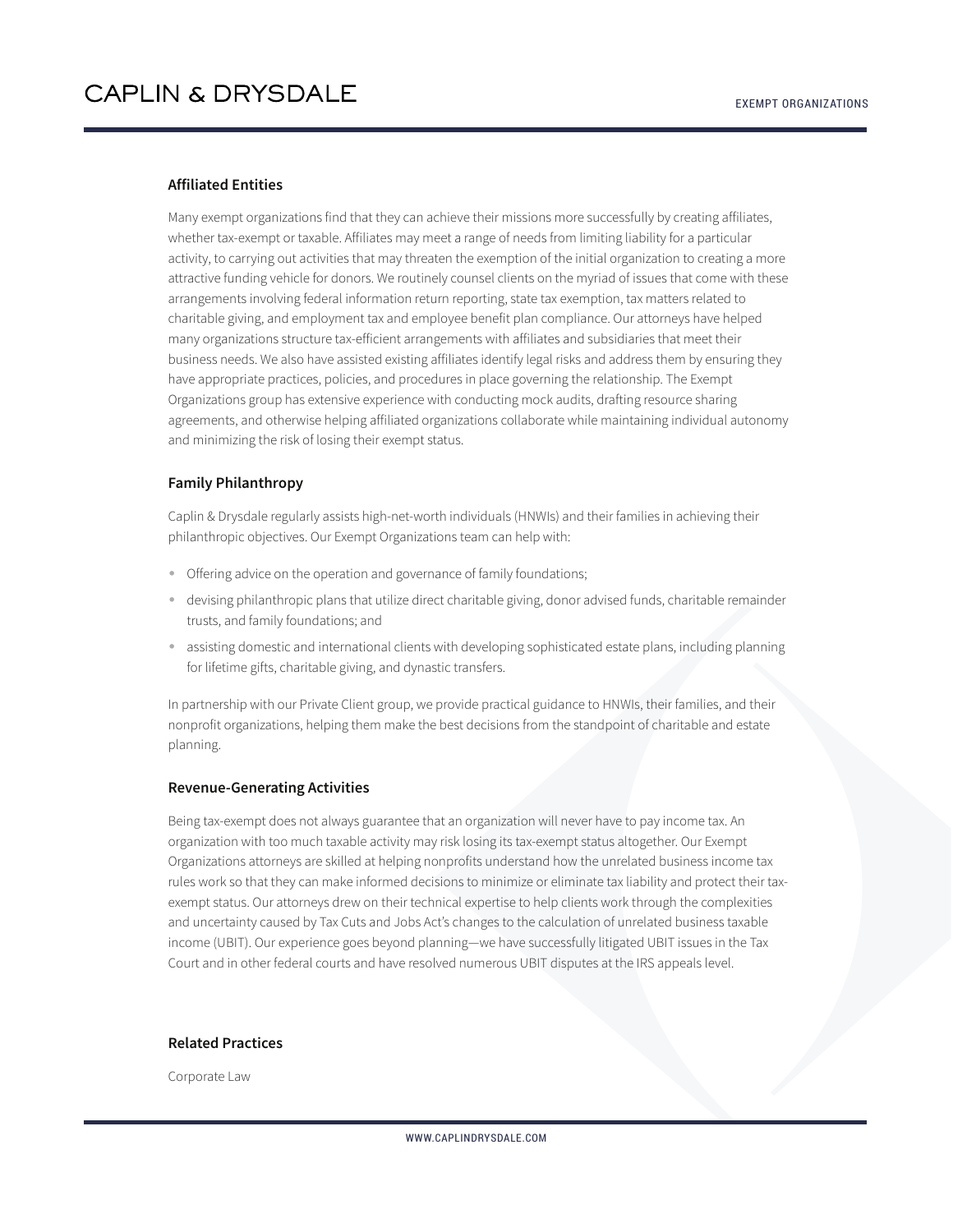### Affiliated Entities

Many exempt organizations find that they can achieve their missions more successfully by creating affiliates, whether tax-exempt or taxable. Affiliates may meet a range of needs from limiting liability for a particular activity, to carrying out activities that may threaten the exemption of the initial organization to creating a more attractive funding vehicle for donors. We routinely counsel clients on the myriad of issues that come with these arrangements involving federal information return reporting, state tax exemption, tax matters related to charitable giving, and employment tax and employee benefit plan compliance. Our attorneys have helped many organizations structure tax-efficient arrangements with affiliates and subsidiaries that meet their business needs. We also have assisted existing affiliates identify legal risks and address them by ensuring they have appropriate practices, policies, and procedures in place governing the relationship. The Exempt Organizations group has extensive experience with conducting mock audits, drafting resource sharing agreements, and otherwise helping affiliated organizations collaborate while maintaining individual autonomy and minimizing the risk of losing their exempt status.

### Family Philanthropy

Caplin & Drysdale regularly assists high-net-worth individuals (HNWIs) and their families in achieving their philanthropic objectives. Our Exempt Organizations team can help with:

- Offering advice on the operation and governance of family foundations;
- devising philanthropic plans that utilize direct charitable giving, donor advised funds, charitable remainder trusts, and family foundations; and
- assisting domestic and international clients with developing sophisticated estate plans, including planning for lifetime gifts, charitable giving, and dynastic transfers.

In partnership with our Private Client group, we provide practical guidance to HNWIs, their families, and their nonprofit organizations, helping them make the best decisions from the standpoint of charitable and estate planning.

### Revenue-Generating Activities

Being tax-exempt does not always guarantee that an organization will never have to pay income tax. An organization with too much taxable activity may risk losing its tax-exempt status altogether. Our Exempt Organizations attorneys are skilled at helping nonprofits understand how the unrelated business income tax rules work so that they can make informed decisions to minimize or eliminate tax liability and protect their tax-exempt status. Our attorneys drew on their technical expertise to help clients work through the complexities and uncertainty caused by Tax Cuts and Jobs Act's changes to the calculation of unrelated business taxable income (UBIT). Our experience goes beyond planning—we have successfully litigated UBIT issues in the Tax Court and in other federal courts and have resolved numerous UBIT disputes at the IRS appeals level.

### Related Practices

Corporate Law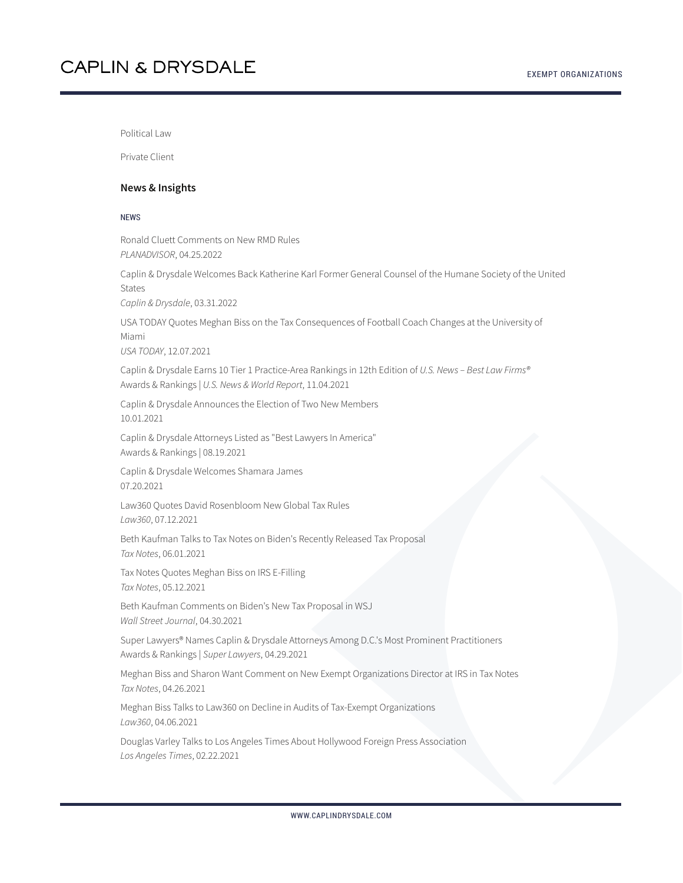Political Law

Private Client

## News & Insights

NEWS

Ronald Cluett Comments on New RMD Rules
*PLANADVISOR*, 04.25.2022

Caplin & Drysdale Welcomes Back Katherine Karl Former General Counsel of the Humane Society of the United States
*Caplin & Drysdale*, 03.31.2022

USA TODAY Quotes Meghan Biss on the Tax Consequences of Football Coach Changes at the University of Miami
*USA TODAY*, 12.07.2021

Caplin & Drysdale Earns 10 Tier 1 Practice-Area Rankings in 12th Edition of *U.S. News – Best Law Firms®*
Awards & Rankings | *U.S. News & World Report*, 11.04.2021

Caplin & Drysdale Announces the Election of Two New Members
10.01.2021

Caplin & Drysdale Attorneys Listed as "Best Lawyers In America"
Awards & Rankings | 08.19.2021

Caplin & Drysdale Welcomes Shamara James
07.20.2021

Law360 Quotes David Rosenbloom New Global Tax Rules
*Law360*, 07.12.2021

Beth Kaufman Talks to Tax Notes on Biden's Recently Released Tax Proposal
*Tax Notes*, 06.01.2021

Tax Notes Quotes Meghan Biss on IRS E-Filling
*Tax Notes*, 05.12.2021

Beth Kaufman Comments on Biden's New Tax Proposal in WSJ
*Wall Street Journal*, 04.30.2021

Super Lawyers® Names Caplin & Drysdale Attorneys Among D.C.'s Most Prominent Practitioners
Awards & Rankings | *Super Lawyers*, 04.29.2021

Meghan Biss and Sharon Want Comment on New Exempt Organizations Director at IRS in Tax Notes
*Tax Notes*, 04.26.2021

Meghan Biss Talks to Law360 on Decline in Audits of Tax-Exempt Organizations
*Law360*, 04.06.2021

Douglas Varley Talks to Los Angeles Times About Hollywood Foreign Press Association
*Los Angeles Times*, 02.22.2021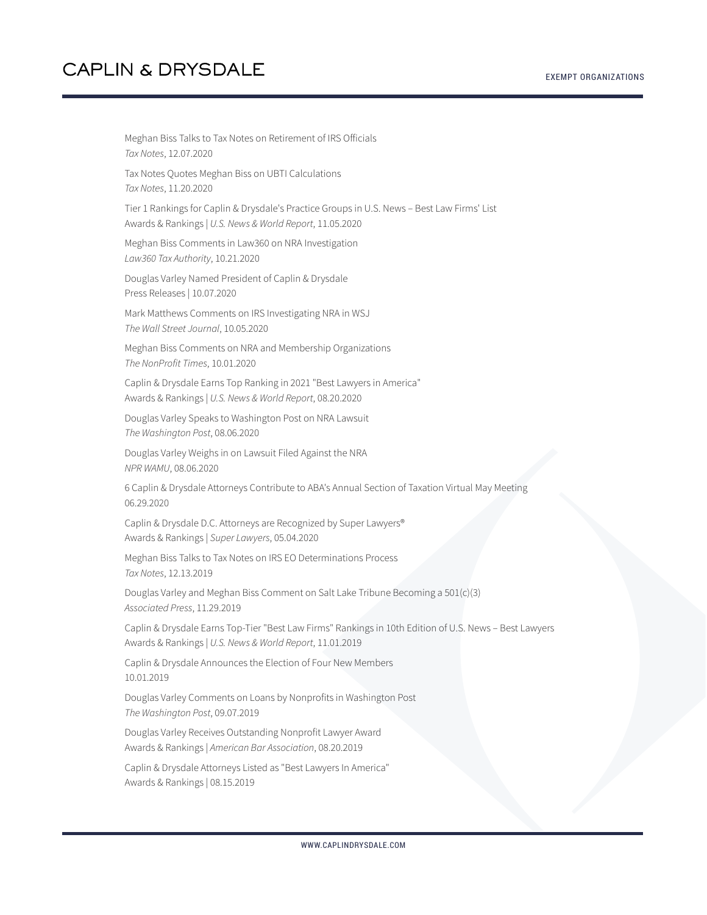Meghan Biss Talks to Tax Notes on Retirement of IRS Officials
*Tax Notes*, 12.07.2020

Tax Notes Quotes Meghan Biss on UBTI Calculations
*Tax Notes*, 11.20.2020

Tier 1 Rankings for Caplin & Drysdale's Practice Groups in U.S. News – Best Law Firms' List
Awards & Rankings | *U.S. News & World Report*, 11.05.2020

Meghan Biss Comments in Law360 on NRA Investigation
*Law360 Tax Authority*, 10.21.2020

Douglas Varley Named President of Caplin & Drysdale
Press Releases | 10.07.2020

Mark Matthews Comments on IRS Investigating NRA in WSJ
*The Wall Street Journal*, 10.05.2020

Meghan Biss Comments on NRA and Membership Organizations
*The NonProfit Times*, 10.01.2020

Caplin & Drysdale Earns Top Ranking in 2021 "Best Lawyers in America"
Awards & Rankings | *U.S. News & World Report*, 08.20.2020

Douglas Varley Speaks to Washington Post on NRA Lawsuit
*The Washington Post*, 08.06.2020

Douglas Varley Weighs in on Lawsuit Filed Against the NRA
*NPR WAMU*, 08.06.2020

6 Caplin & Drysdale Attorneys Contribute to ABA's Annual Section of Taxation Virtual May Meeting
06.29.2020

Caplin & Drysdale D.C. Attorneys are Recognized by Super Lawyers®
Awards & Rankings | *Super Lawyers*, 05.04.2020

Meghan Biss Talks to Tax Notes on IRS EO Determinations Process
*Tax Notes*, 12.13.2019

Douglas Varley and Meghan Biss Comment on Salt Lake Tribune Becoming a 501(c)(3)
*Associated Press*, 11.29.2019

Caplin & Drysdale Earns Top-Tier "Best Law Firms" Rankings in 10th Edition of U.S. News – Best Lawyers
Awards & Rankings | *U.S. News & World Report*, 11.01.2019

Caplin & Drysdale Announces the Election of Four New Members
10.01.2019

Douglas Varley Comments on Loans by Nonprofits in Washington Post
*The Washington Post*, 09.07.2019

Douglas Varley Receives Outstanding Nonprofit Lawyer Award
Awards & Rankings | *American Bar Association*, 08.20.2019

Caplin & Drysdale Attorneys Listed as "Best Lawyers In America"
Awards & Rankings | 08.15.2019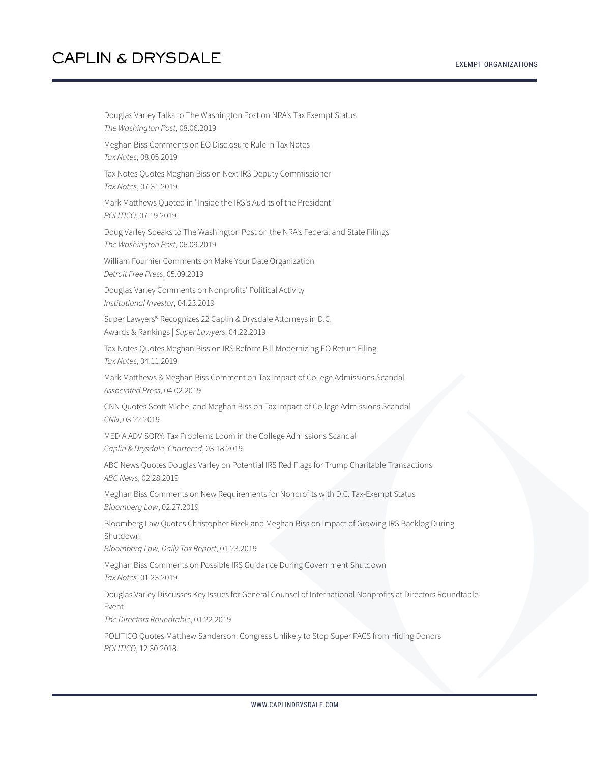Douglas Varley Talks to The Washington Post on NRA's Tax Exempt Status
*The Washington Post*, 08.06.2019

Meghan Biss Comments on EO Disclosure Rule in Tax Notes
*Tax Notes*, 08.05.2019

Tax Notes Quotes Meghan Biss on Next IRS Deputy Commissioner
*Tax Notes*, 07.31.2019

Mark Matthews Quoted in "Inside the IRS's Audits of the President"
*POLITICO*, 07.19.2019

Doug Varley Speaks to The Washington Post on the NRA's Federal and State Filings
*The Washington Post*, 06.09.2019

William Fournier Comments on Make Your Date Organization
*Detroit Free Press*, 05.09.2019

Douglas Varley Comments on Nonprofits' Political Activity
*Institutional Investor*, 04.23.2019

Super Lawyers® Recognizes 22 Caplin & Drysdale Attorneys in D.C.
Awards & Rankings | *Super Lawyers*, 04.22.2019

Tax Notes Quotes Meghan Biss on IRS Reform Bill Modernizing EO Return Filing
*Tax Notes*, 04.11.2019

Mark Matthews & Meghan Biss Comment on Tax Impact of College Admissions Scandal
*Associated Press*, 04.02.2019

CNN Quotes Scott Michel and Meghan Biss on Tax Impact of College Admissions Scandal
*CNN*, 03.22.2019

MEDIA ADVISORY: Tax Problems Loom in the College Admissions Scandal
*Caplin & Drysdale, Chartered*, 03.18.2019

ABC News Quotes Douglas Varley on Potential IRS Red Flags for Trump Charitable Transactions
*ABC News*, 02.28.2019

Meghan Biss Comments on New Requirements for Nonprofits with D.C. Tax-Exempt Status
*Bloomberg Law*, 02.27.2019

Bloomberg Law Quotes Christopher Rizek and Meghan Biss on Impact of Growing IRS Backlog During Shutdown
*Bloomberg Law, Daily Tax Report*, 01.23.2019

Meghan Biss Comments on Possible IRS Guidance During Government Shutdown
*Tax Notes*, 01.23.2019

Douglas Varley Discusses Key Issues for General Counsel of International Nonprofits at Directors Roundtable Event
*The Directors Roundtable*, 01.22.2019

POLITICO Quotes Matthew Sanderson: Congress Unlikely to Stop Super PACS from Hiding Donors
*POLITICO*, 12.30.2018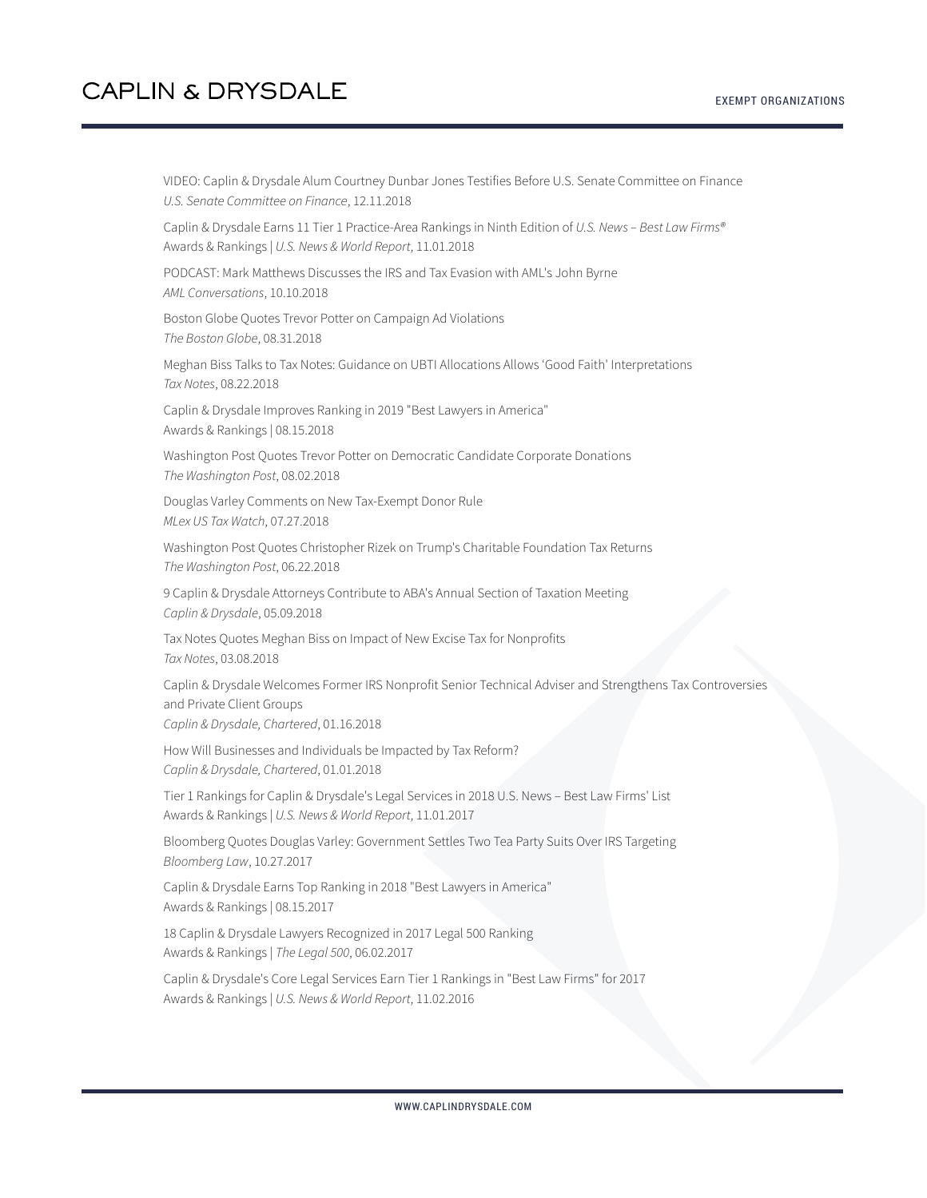VIDEO: Caplin & Drysdale Alum Courtney Dunbar Jones Testifies Before U.S. Senate Committee on Finance
*U.S. Senate Committee on Finance*, 12.11.2018

Caplin & Drysdale Earns 11 Tier 1 Practice-Area Rankings in Ninth Edition of *U.S. News – Best Law Firms®*
Awards & Rankings | *U.S. News & World Report*, 11.01.2018

PODCAST: Mark Matthews Discusses the IRS and Tax Evasion with AML's John Byrne
*AML Conversations*, 10.10.2018

Boston Globe Quotes Trevor Potter on Campaign Ad Violations
*The Boston Globe*, 08.31.2018

Meghan Biss Talks to Tax Notes: Guidance on UBTI Allocations Allows 'Good Faith' Interpretations
*Tax Notes*, 08.22.2018

Caplin & Drysdale Improves Ranking in 2019 "Best Lawyers in America"
Awards & Rankings | 08.15.2018

Washington Post Quotes Trevor Potter on Democratic Candidate Corporate Donations
*The Washington Post*, 08.02.2018

Douglas Varley Comments on New Tax-Exempt Donor Rule
*MLex US Tax Watch*, 07.27.2018

Washington Post Quotes Christopher Rizek on Trump's Charitable Foundation Tax Returns
*The Washington Post*, 06.22.2018

9 Caplin & Drysdale Attorneys Contribute to ABA's Annual Section of Taxation Meeting
*Caplin & Drysdale*, 05.09.2018

Tax Notes Quotes Meghan Biss on Impact of New Excise Tax for Nonprofits
*Tax Notes*, 03.08.2018

Caplin & Drysdale Welcomes Former IRS Nonprofit Senior Technical Adviser and Strengthens Tax Controversies and Private Client Groups
*Caplin & Drysdale, Chartered*, 01.16.2018

How Will Businesses and Individuals be Impacted by Tax Reform?
*Caplin & Drysdale, Chartered*, 01.01.2018

Tier 1 Rankings for Caplin & Drysdale's Legal Services in 2018 U.S. News – Best Law Firms' List
Awards & Rankings | *U.S. News & World Report*, 11.01.2017

Bloomberg Quotes Douglas Varley: Government Settles Two Tea Party Suits Over IRS Targeting
*Bloomberg Law*, 10.27.2017

Caplin & Drysdale Earns Top Ranking in 2018 "Best Lawyers in America"
Awards & Rankings | 08.15.2017

18 Caplin & Drysdale Lawyers Recognized in 2017 Legal 500 Ranking
Awards & Rankings | *The Legal 500*, 06.02.2017

Caplin & Drysdale's Core Legal Services Earn Tier 1 Rankings in "Best Law Firms" for 2017
Awards & Rankings | *U.S. News & World Report*, 11.02.2016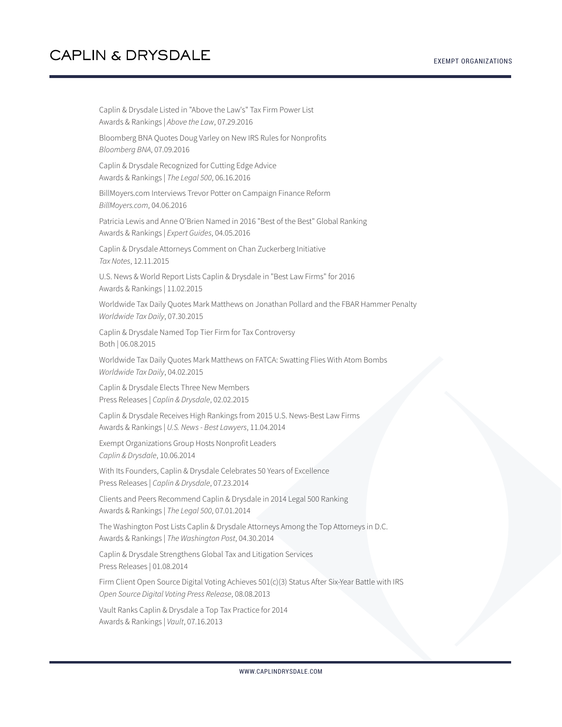Caplin & Drysdale Listed in "Above the Law's" Tax Firm Power List
Awards & Rankings | *Above the Law*, 07.29.2016

Bloomberg BNA Quotes Doug Varley on New IRS Rules for Nonprofits
*Bloomberg BNA*, 07.09.2016

Caplin & Drysdale Recognized for Cutting Edge Advice
Awards & Rankings | *The Legal 500*, 06.16.2016

BillMoyers.com Interviews Trevor Potter on Campaign Finance Reform
*BillMoyers.com*, 04.06.2016

Patricia Lewis and Anne O'Brien Named in 2016 "Best of the Best" Global Ranking
Awards & Rankings | *Expert Guides*, 04.05.2016

Caplin & Drysdale Attorneys Comment on Chan Zuckerberg Initiative
*Tax Notes*, 12.11.2015

U.S. News & World Report Lists Caplin & Drysdale in "Best Law Firms" for 2016
Awards & Rankings | 11.02.2015

Worldwide Tax Daily Quotes Mark Matthews on Jonathan Pollard and the FBAR Hammer Penalty
*Worldwide Tax Daily*, 07.30.2015

Caplin & Drysdale Named Top Tier Firm for Tax Controversy
Both | 06.08.2015

Worldwide Tax Daily Quotes Mark Matthews on FATCA: Swatting Flies With Atom Bombs
*Worldwide Tax Daily*, 04.02.2015

Caplin & Drysdale Elects Three New Members
Press Releases | *Caplin & Drysdale*, 02.02.2015

Caplin & Drysdale Receives High Rankings from 2015 U.S. News-Best Law Firms
Awards & Rankings | *U.S. News - Best Lawyers*, 11.04.2014

Exempt Organizations Group Hosts Nonprofit Leaders
*Caplin & Drysdale*, 10.06.2014

With Its Founders, Caplin & Drysdale Celebrates 50 Years of Excellence
Press Releases | *Caplin & Drysdale*, 07.23.2014

Clients and Peers Recommend Caplin & Drysdale in 2014 Legal 500 Ranking
Awards & Rankings | *The Legal 500*, 07.01.2014

The Washington Post Lists Caplin & Drysdale Attorneys Among the Top Attorneys in D.C.
Awards & Rankings | *The Washington Post*, 04.30.2014

Caplin & Drysdale Strengthens Global Tax and Litigation Services
Press Releases | 01.08.2014

Firm Client Open Source Digital Voting Achieves 501(c)(3) Status After Six-Year Battle with IRS
*Open Source Digital Voting Press Release*, 08.08.2013

Vault Ranks Caplin & Drysdale a Top Tax Practice for 2014
Awards & Rankings | *Vault*, 07.16.2013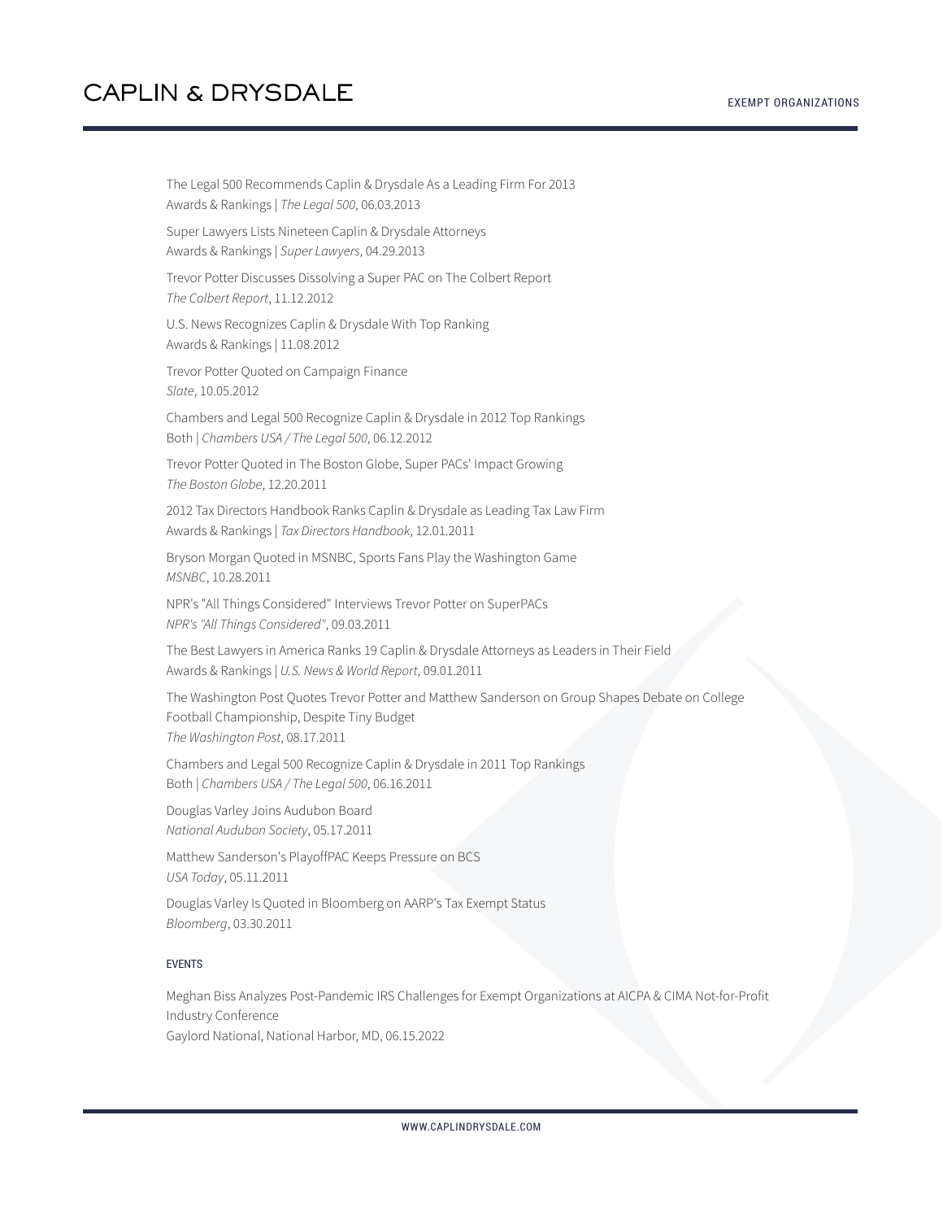The Legal 500 Recommends Caplin & Drysdale As a Leading Firm For 2013
Awards & Rankings | *The Legal 500*, 06.03.2013

Super Lawyers Lists Nineteen Caplin & Drysdale Attorneys
Awards & Rankings | *Super Lawyers*, 04.29.2013

Trevor Potter Discusses Dissolving a Super PAC on The Colbert Report
*The Colbert Report*, 11.12.2012

U.S. News Recognizes Caplin & Drysdale With Top Ranking
Awards & Rankings | 11.08.2012

Trevor Potter Quoted on Campaign Finance
*Slate*, 10.05.2012

Chambers and Legal 500 Recognize Caplin & Drysdale in 2012 Top Rankings
Both | *Chambers USA / The Legal 500*, 06.12.2012

Trevor Potter Quoted in The Boston Globe, Super PACs' Impact Growing
*The Boston Globe*, 12.20.2011

2012 Tax Directors Handbook Ranks Caplin & Drysdale as Leading Tax Law Firm
Awards & Rankings | *Tax Directors Handbook*, 12.01.2011

Bryson Morgan Quoted in MSNBC, Sports Fans Play the Washington Game
*MSNBC*, 10.28.2011

NPR's "All Things Considered" Interviews Trevor Potter on SuperPACs
*NPR's "All Things Considered"*, 09.03.2011

The Best Lawyers in America Ranks 19 Caplin & Drysdale Attorneys as Leaders in Their Field
Awards & Rankings | *U.S. News & World Report*, 09.01.2011

The Washington Post Quotes Trevor Potter and Matthew Sanderson on Group Shapes Debate on College Football Championship, Despite Tiny Budget
*The Washington Post*, 08.17.2011

Chambers and Legal 500 Recognize Caplin & Drysdale in 2011 Top Rankings
Both | *Chambers USA / The Legal 500*, 06.16.2011

Douglas Varley Joins Audubon Board
*National Audubon Society*, 05.17.2011

Matthew Sanderson's PlayoffPAC Keeps Pressure on BCS
*USA Today*, 05.11.2011

Douglas Varley Is Quoted in Bloomberg on AARP's Tax Exempt Status
*Bloomberg*, 03.30.2011

### EVENTS

Meghan Biss Analyzes Post-Pandemic IRS Challenges for Exempt Organizations at AICPA & CIMA Not-for-Profit Industry Conference
Gaylord National, National Harbor, MD, 06.15.2022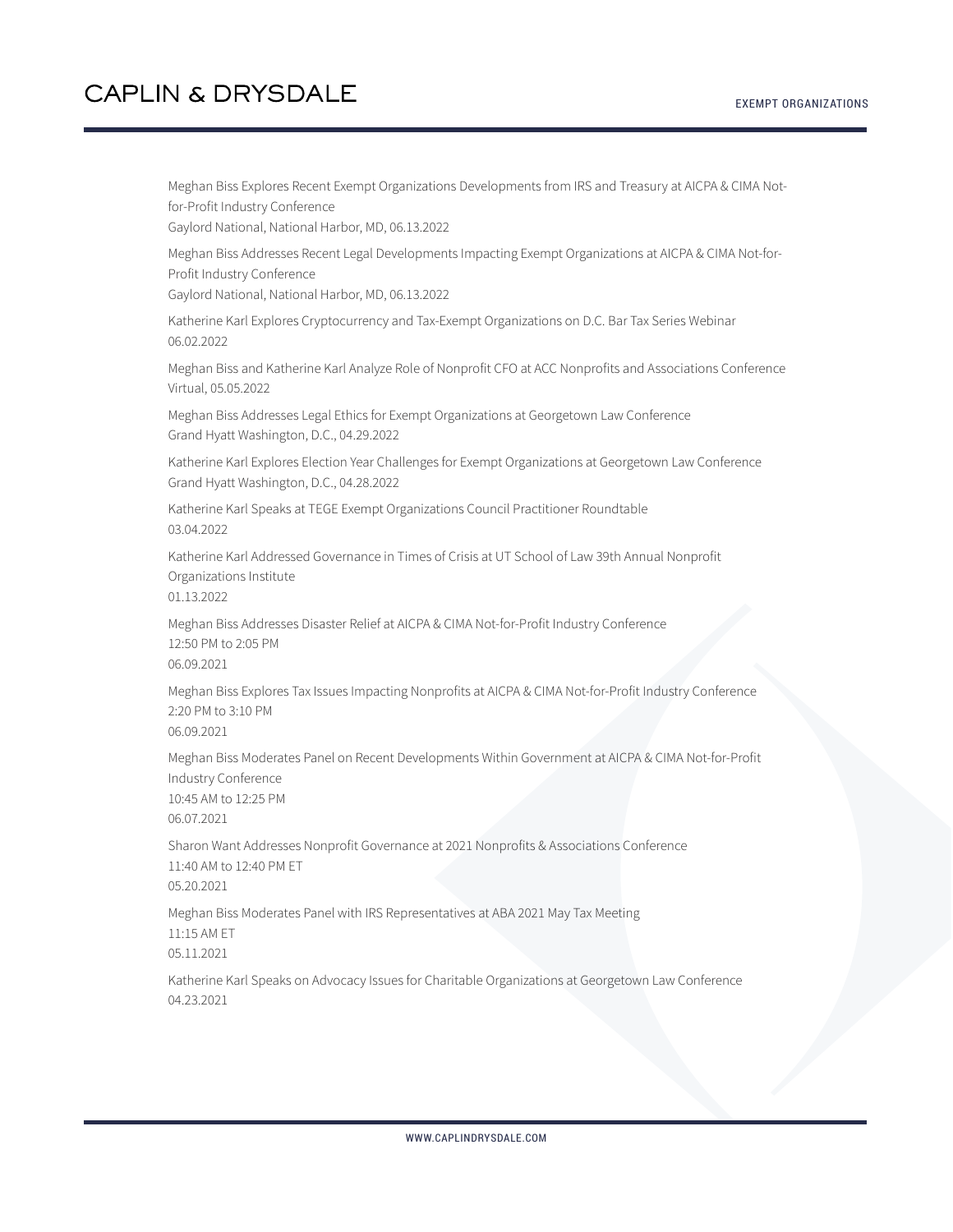Meghan Biss Explores Recent Exempt Organizations Developments from IRS and Treasury at AICPA & CIMA Not-for-Profit Industry Conference
Gaylord National, National Harbor, MD, 06.13.2022

Meghan Biss Addresses Recent Legal Developments Impacting Exempt Organizations at AICPA & CIMA Not-for-Profit Industry Conference
Gaylord National, National Harbor, MD, 06.13.2022

Katherine Karl Explores Cryptocurrency and Tax-Exempt Organizations on D.C. Bar Tax Series Webinar
06.02.2022

Meghan Biss and Katherine Karl Analyze Role of Nonprofit CFO at ACC Nonprofits and Associations Conference
Virtual, 05.05.2022

Meghan Biss Addresses Legal Ethics for Exempt Organizations at Georgetown Law Conference
Grand Hyatt Washington, D.C., 04.29.2022

Katherine Karl Explores Election Year Challenges for Exempt Organizations at Georgetown Law Conference
Grand Hyatt Washington, D.C., 04.28.2022

Katherine Karl Speaks at TEGE Exempt Organizations Council Practitioner Roundtable
03.04.2022

Katherine Karl Addressed Governance in Times of Crisis at UT School of Law 39th Annual Nonprofit Organizations Institute
01.13.2022

Meghan Biss Addresses Disaster Relief at AICPA & CIMA Not-for-Profit Industry Conference
12:50 PM to 2:05 PM
06.09.2021

Meghan Biss Explores Tax Issues Impacting Nonprofits at AICPA & CIMA Not-for-Profit Industry Conference
2:20 PM to 3:10 PM
06.09.2021

Meghan Biss Moderates Panel on Recent Developments Within Government at AICPA & CIMA Not-for-Profit Industry Conference
10:45 AM to 12:25 PM
06.07.2021

Sharon Want Addresses Nonprofit Governance at 2021 Nonprofits & Associations Conference
11:40 AM to 12:40 PM ET
05.20.2021

Meghan Biss Moderates Panel with IRS Representatives at ABA 2021 May Tax Meeting
11:15 AM ET
05.11.2021

Katherine Karl Speaks on Advocacy Issues for Charitable Organizations at Georgetown Law Conference
04.23.2021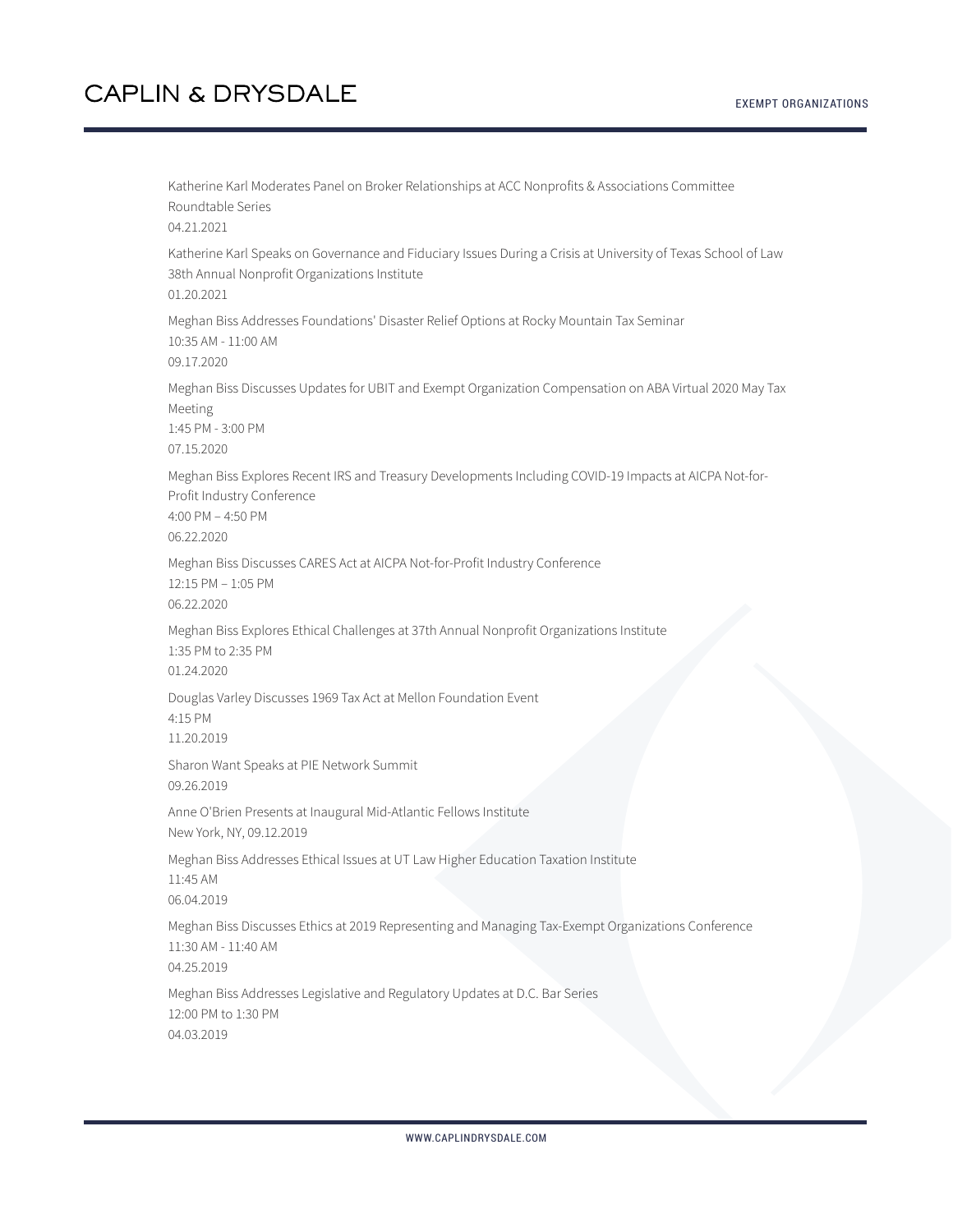Katherine Karl Moderates Panel on Broker Relationships at ACC Nonprofits & Associations Committee Roundtable Series
04.21.2021

Katherine Karl Speaks on Governance and Fiduciary Issues During a Crisis at University of Texas School of Law 38th Annual Nonprofit Organizations Institute
01.20.2021

Meghan Biss Addresses Foundations' Disaster Relief Options at Rocky Mountain Tax Seminar
10:35 AM - 11:00 AM
09.17.2020

Meghan Biss Discusses Updates for UBIT and Exempt Organization Compensation on ABA Virtual 2020 May Tax Meeting
1:45 PM - 3:00 PM
07.15.2020

Meghan Biss Explores Recent IRS and Treasury Developments Including COVID-19 Impacts at AICPA Not-for-Profit Industry Conference
4:00 PM – 4:50 PM
06.22.2020

Meghan Biss Discusses CARES Act at AICPA Not-for-Profit Industry Conference
12:15 PM – 1:05 PM
06.22.2020

Meghan Biss Explores Ethical Challenges at 37th Annual Nonprofit Organizations Institute
1:35 PM to 2:35 PM
01.24.2020

Douglas Varley Discusses 1969 Tax Act at Mellon Foundation Event
4:15 PM
11.20.2019

Sharon Want Speaks at PIE Network Summit
09.26.2019

Anne O'Brien Presents at Inaugural Mid-Atlantic Fellows Institute
New York, NY, 09.12.2019

Meghan Biss Addresses Ethical Issues at UT Law Higher Education Taxation Institute
11:45 AM
06.04.2019

Meghan Biss Discusses Ethics at 2019 Representing and Managing Tax-Exempt Organizations Conference
11:30 AM - 11:40 AM
04.25.2019

Meghan Biss Addresses Legislative and Regulatory Updates at D.C. Bar Series
12:00 PM to 1:30 PM
04.03.2019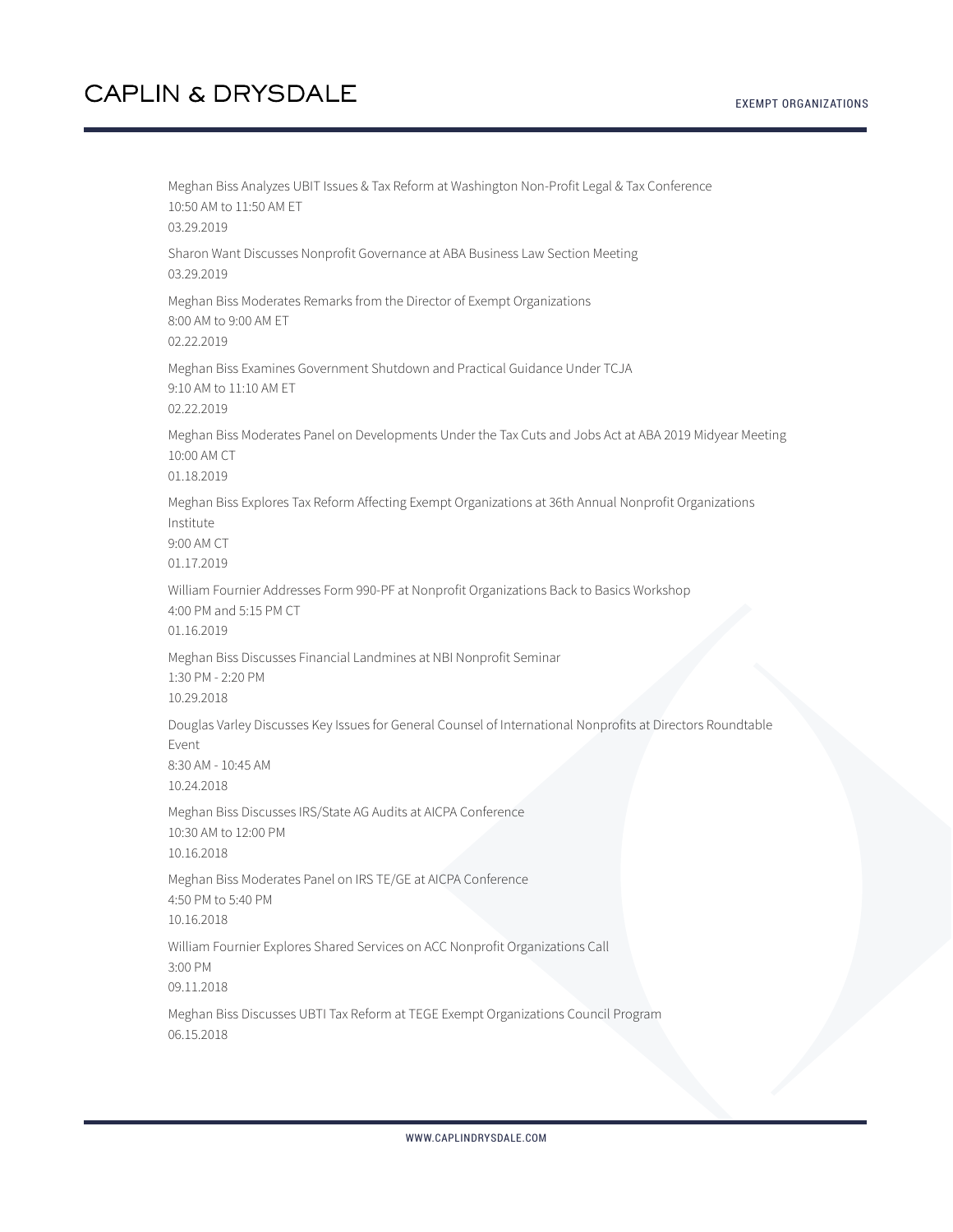Meghan Biss Analyzes UBIT Issues & Tax Reform at Washington Non-Profit Legal & Tax Conference
10:50 AM to 11:50 AM ET
03.29.2019

Sharon Want Discusses Nonprofit Governance at ABA Business Law Section Meeting
03.29.2019

Meghan Biss Moderates Remarks from the Director of Exempt Organizations
8:00 AM to 9:00 AM ET
02.22.2019

Meghan Biss Examines Government Shutdown and Practical Guidance Under TCJA
9:10 AM to 11:10 AM ET
02.22.2019

Meghan Biss Moderates Panel on Developments Under the Tax Cuts and Jobs Act at ABA 2019 Midyear Meeting
10:00 AM CT
01.18.2019

Meghan Biss Explores Tax Reform Affecting Exempt Organizations at 36th Annual Nonprofit Organizations Institute
9:00 AM CT
01.17.2019

William Fournier Addresses Form 990-PF at Nonprofit Organizations Back to Basics Workshop
4:00 PM and 5:15 PM CT
01.16.2019

Meghan Biss Discusses Financial Landmines at NBI Nonprofit Seminar
1:30 PM - 2:20 PM
10.29.2018

Douglas Varley Discusses Key Issues for General Counsel of International Nonprofits at Directors Roundtable Event
8:30 AM - 10:45 AM
10.24.2018

Meghan Biss Discusses IRS/State AG Audits at AICPA Conference
10:30 AM to 12:00 PM
10.16.2018

Meghan Biss Moderates Panel on IRS TE/GE at AICPA Conference
4:50 PM to 5:40 PM
10.16.2018

William Fournier Explores Shared Services on ACC Nonprofit Organizations Call
3:00 PM
09.11.2018

Meghan Biss Discusses UBTI Tax Reform at TEGE Exempt Organizations Council Program
06.15.2018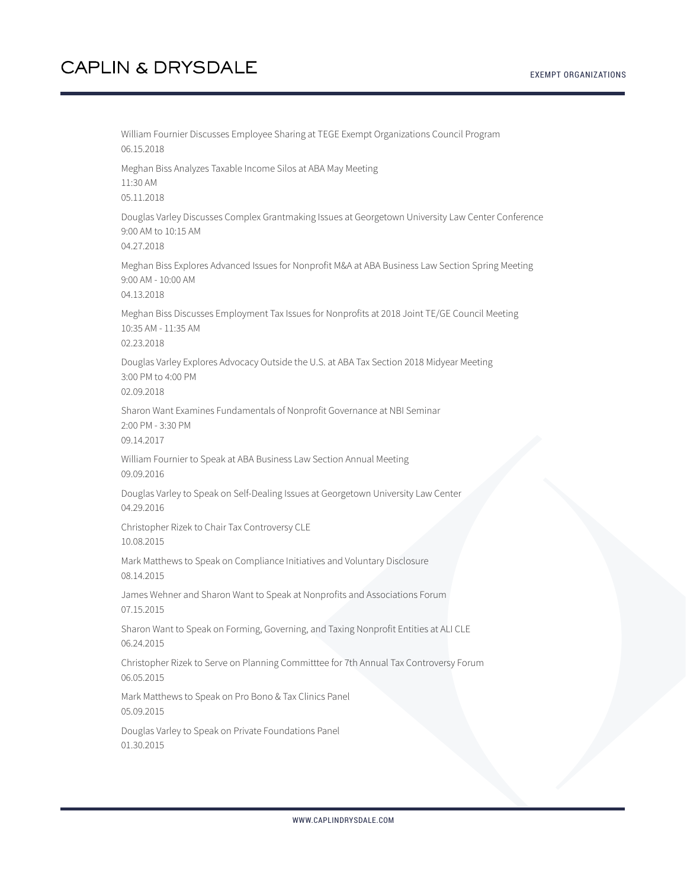William Fournier Discusses Employee Sharing at TEGE Exempt Organizations Council Program
06.15.2018

Meghan Biss Analyzes Taxable Income Silos at ABA May Meeting
11:30 AM
05.11.2018

Douglas Varley Discusses Complex Grantmaking Issues at Georgetown University Law Center Conference
9:00 AM to 10:15 AM
04.27.2018

Meghan Biss Explores Advanced Issues for Nonprofit M&A at ABA Business Law Section Spring Meeting
9:00 AM - 10:00 AM
04.13.2018

Meghan Biss Discusses Employment Tax Issues for Nonprofits at 2018 Joint TE/GE Council Meeting
10:35 AM - 11:35 AM
02.23.2018

Douglas Varley Explores Advocacy Outside the U.S. at ABA Tax Section 2018 Midyear Meeting
3:00 PM to 4:00 PM
02.09.2018

Sharon Want Examines Fundamentals of Nonprofit Governance at NBI Seminar
2:00 PM - 3:30 PM
09.14.2017

William Fournier to Speak at ABA Business Law Section Annual Meeting
09.09.2016

Douglas Varley to Speak on Self-Dealing Issues at Georgetown University Law Center
04.29.2016

Christopher Rizek to Chair Tax Controversy CLE
10.08.2015

Mark Matthews to Speak on Compliance Initiatives and Voluntary Disclosure
08.14.2015

James Wehner and Sharon Want to Speak at Nonprofits and Associations Forum
07.15.2015

Sharon Want to Speak on Forming, Governing, and Taxing Nonprofit Entities at ALI CLE
06.24.2015

Christopher Rizek to Serve on Planning Committtee for 7th Annual Tax Controversy Forum
06.05.2015

Mark Matthews to Speak on Pro Bono & Tax Clinics Panel
05.09.2015

Douglas Varley to Speak on Private Foundations Panel
01.30.2015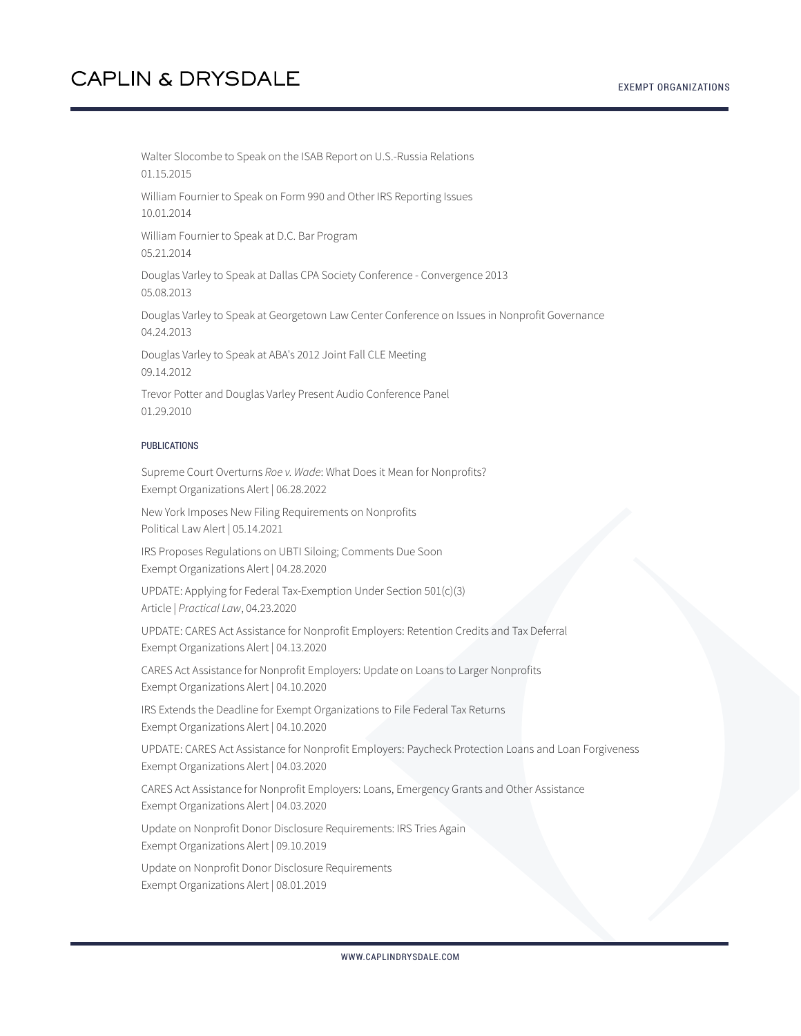Walter Slocombe to Speak on the ISAB Report on U.S.-Russia Relations
01.15.2015

William Fournier to Speak on Form 990 and Other IRS Reporting Issues
10.01.2014

William Fournier to Speak at D.C. Bar Program
05.21.2014

Douglas Varley to Speak at Dallas CPA Society Conference - Convergence 2013
05.08.2013

Douglas Varley to Speak at Georgetown Law Center Conference on Issues in Nonprofit Governance
04.24.2013

Douglas Varley to Speak at ABA's 2012 Joint Fall CLE Meeting
09.14.2012

Trevor Potter and Douglas Varley Present Audio Conference Panel
01.29.2010

#### PUBLICATIONS

Supreme Court Overturns *Roe v. Wade*: What Does it Mean for Nonprofits?
Exempt Organizations Alert | 06.28.2022

New York Imposes New Filing Requirements on Nonprofits
Political Law Alert | 05.14.2021

IRS Proposes Regulations on UBTI Siloing; Comments Due Soon
Exempt Organizations Alert | 04.28.2020

UPDATE: Applying for Federal Tax-Exemption Under Section 501(c)(3)
Article | *Practical Law*, 04.23.2020

UPDATE: CARES Act Assistance for Nonprofit Employers: Retention Credits and Tax Deferral
Exempt Organizations Alert | 04.13.2020

CARES Act Assistance for Nonprofit Employers: Update on Loans to Larger Nonprofits
Exempt Organizations Alert | 04.10.2020

IRS Extends the Deadline for Exempt Organizations to File Federal Tax Returns
Exempt Organizations Alert | 04.10.2020

UPDATE: CARES Act Assistance for Nonprofit Employers: Paycheck Protection Loans and Loan Forgiveness
Exempt Organizations Alert | 04.03.2020

CARES Act Assistance for Nonprofit Employers: Loans, Emergency Grants and Other Assistance
Exempt Organizations Alert | 04.03.2020

Update on Nonprofit Donor Disclosure Requirements: IRS Tries Again
Exempt Organizations Alert | 09.10.2019

Update on Nonprofit Donor Disclosure Requirements
Exempt Organizations Alert | 08.01.2019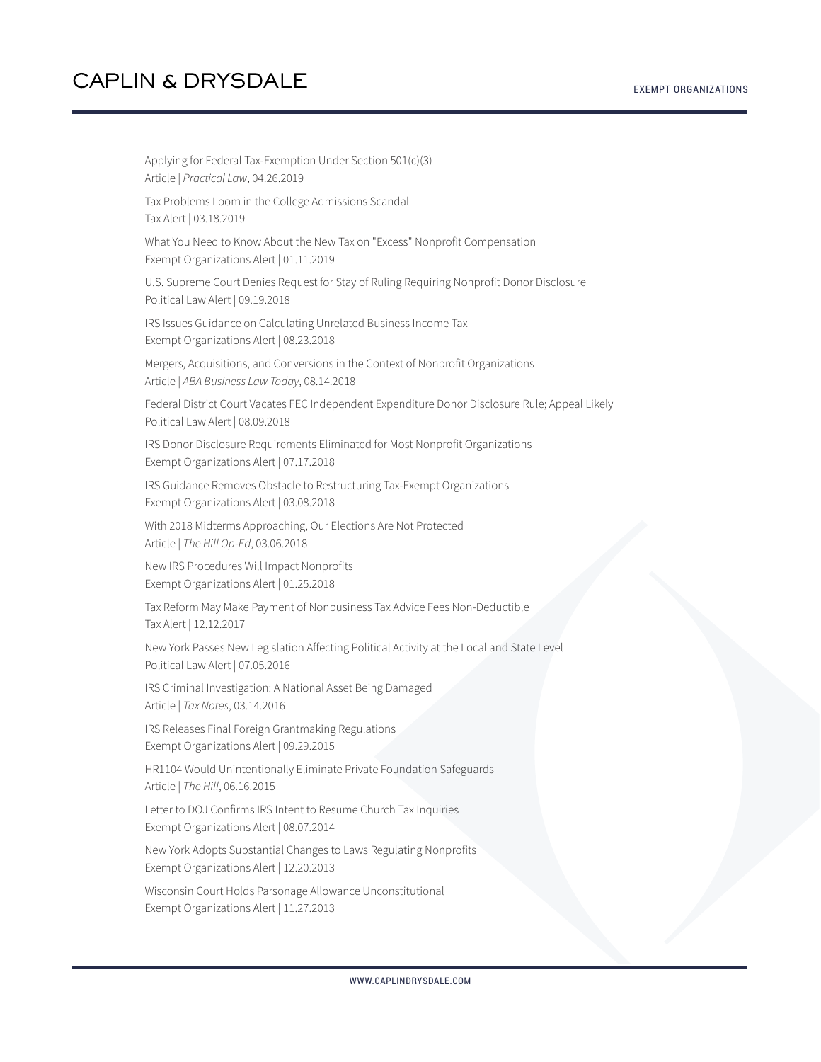Applying for Federal Tax-Exemption Under Section 501(c)(3)
Article | *Practical Law*, 04.26.2019

Tax Problems Loom in the College Admissions Scandal
Tax Alert | 03.18.2019

What You Need to Know About the New Tax on "Excess" Nonprofit Compensation
Exempt Organizations Alert | 01.11.2019

U.S. Supreme Court Denies Request for Stay of Ruling Requiring Nonprofit Donor Disclosure
Political Law Alert | 09.19.2018

IRS Issues Guidance on Calculating Unrelated Business Income Tax
Exempt Organizations Alert | 08.23.2018

Mergers, Acquisitions, and Conversions in the Context of Nonprofit Organizations
Article | *ABA Business Law Today*, 08.14.2018

Federal District Court Vacates FEC Independent Expenditure Donor Disclosure Rule; Appeal Likely
Political Law Alert | 08.09.2018

IRS Donor Disclosure Requirements Eliminated for Most Nonprofit Organizations
Exempt Organizations Alert | 07.17.2018

IRS Guidance Removes Obstacle to Restructuring Tax-Exempt Organizations
Exempt Organizations Alert | 03.08.2018

With 2018 Midterms Approaching, Our Elections Are Not Protected
Article | *The Hill Op-Ed*, 03.06.2018

New IRS Procedures Will Impact Nonprofits
Exempt Organizations Alert | 01.25.2018

Tax Reform May Make Payment of Nonbusiness Tax Advice Fees Non-Deductible
Tax Alert | 12.12.2017

New York Passes New Legislation Affecting Political Activity at the Local and State Level
Political Law Alert | 07.05.2016

IRS Criminal Investigation: A National Asset Being Damaged
Article | *Tax Notes*, 03.14.2016

IRS Releases Final Foreign Grantmaking Regulations
Exempt Organizations Alert | 09.29.2015

HR1104 Would Unintentionally Eliminate Private Foundation Safeguards
Article | *The Hill*, 06.16.2015

Letter to DOJ Confirms IRS Intent to Resume Church Tax Inquiries
Exempt Organizations Alert | 08.07.2014

New York Adopts Substantial Changes to Laws Regulating Nonprofits
Exempt Organizations Alert | 12.20.2013

Wisconsin Court Holds Parsonage Allowance Unconstitutional
Exempt Organizations Alert | 11.27.2013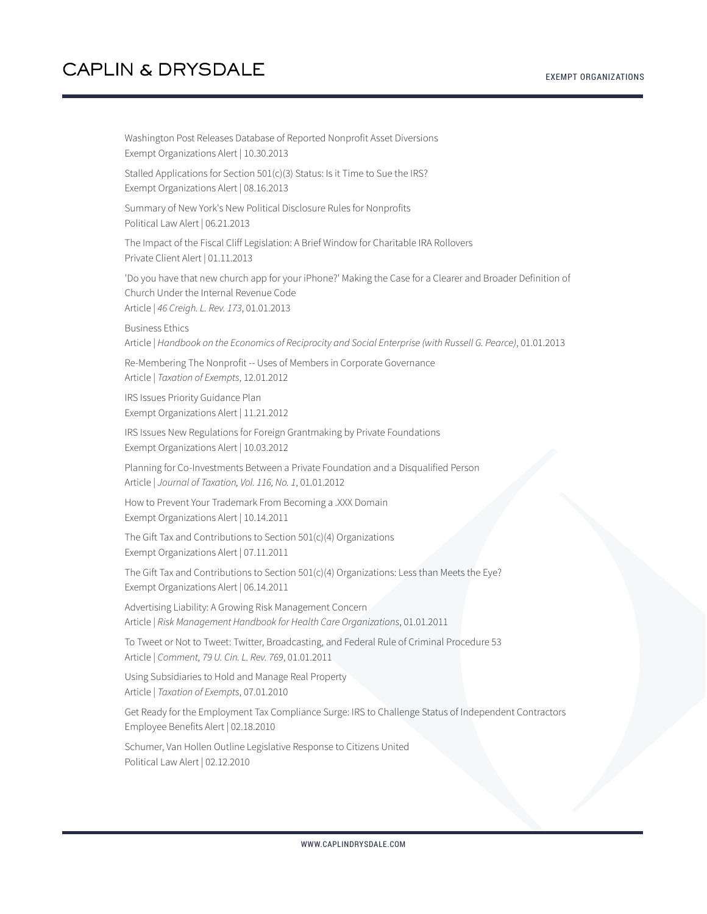Washington Post Releases Database of Reported Nonprofit Asset Diversions
Exempt Organizations Alert | 10.30.2013

Stalled Applications for Section 501(c)(3) Status: Is it Time to Sue the IRS?
Exempt Organizations Alert | 08.16.2013

Summary of New York's New Political Disclosure Rules for Nonprofits
Political Law Alert | 06.21.2013

The Impact of the Fiscal Cliff Legislation: A Brief Window for Charitable IRA Rollovers
Private Client Alert | 01.11.2013

'Do you have that new church app for your iPhone?' Making the Case for a Clearer and Broader Definition of Church Under the Internal Revenue Code
Article | *46 Creigh. L. Rev. 173*, 01.01.2013

Business Ethics
Article | *Handbook on the Economics of Reciprocity and Social Enterprise (with Russell G. Pearce)*, 01.01.2013

Re-Membering The Nonprofit -- Uses of Members in Corporate Governance
Article | *Taxation of Exempts*, 12.01.2012

IRS Issues Priority Guidance Plan
Exempt Organizations Alert | 11.21.2012

IRS Issues New Regulations for Foreign Grantmaking by Private Foundations
Exempt Organizations Alert | 10.03.2012

Planning for Co-Investments Between a Private Foundation and a Disqualified Person
Article | *Journal of Taxation, Vol. 116, No. 1*, 01.01.2012

How to Prevent Your Trademark From Becoming a .XXX Domain
Exempt Organizations Alert | 10.14.2011

The Gift Tax and Contributions to Section 501(c)(4) Organizations
Exempt Organizations Alert | 07.11.2011

The Gift Tax and Contributions to Section 501(c)(4) Organizations: Less than Meets the Eye?
Exempt Organizations Alert | 06.14.2011

Advertising Liability: A Growing Risk Management Concern
Article | *Risk Management Handbook for Health Care Organizations*, 01.01.2011

To Tweet or Not to Tweet: Twitter, Broadcasting, and Federal Rule of Criminal Procedure 53
Article | *Comment, 79 U. Cin. L. Rev. 769*, 01.01.2011

Using Subsidiaries to Hold and Manage Real Property
Article | *Taxation of Exempts*, 07.01.2010

Get Ready for the Employment Tax Compliance Surge: IRS to Challenge Status of Independent Contractors
Employee Benefits Alert | 02.18.2010

Schumer, Van Hollen Outline Legislative Response to Citizens United
Political Law Alert | 02.12.2010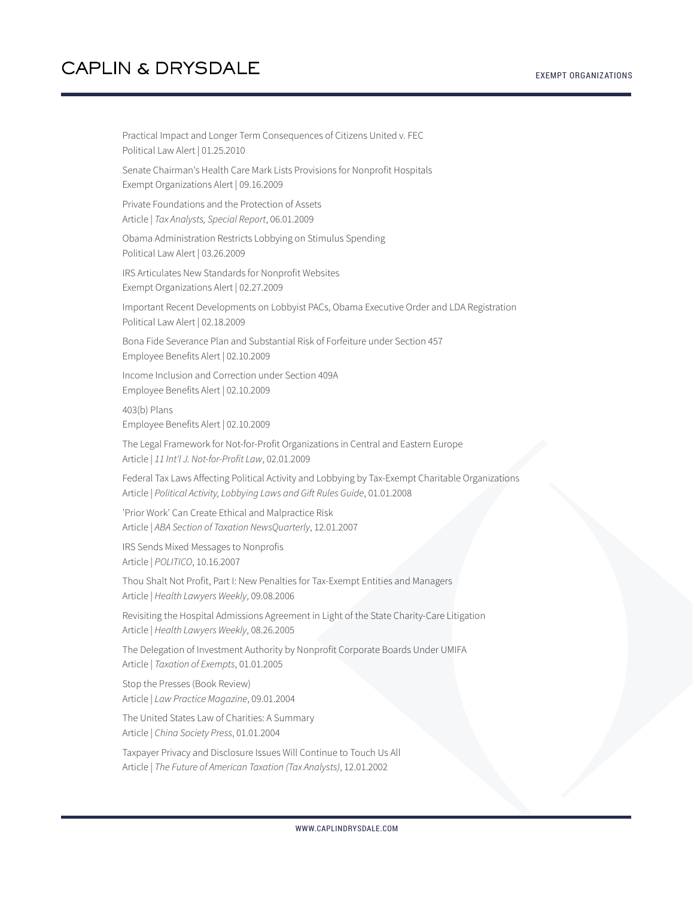Practical Impact and Longer Term Consequences of Citizens United v. FEC
Political Law Alert | 01.25.2010

Senate Chairman's Health Care Mark Lists Provisions for Nonprofit Hospitals
Exempt Organizations Alert | 09.16.2009

Private Foundations and the Protection of Assets
Article | *Tax Analysts, Special Report*, 06.01.2009

Obama Administration Restricts Lobbying on Stimulus Spending
Political Law Alert | 03.26.2009

IRS Articulates New Standards for Nonprofit Websites
Exempt Organizations Alert | 02.27.2009

Important Recent Developments on Lobbyist PACs, Obama Executive Order and LDA Registration
Political Law Alert | 02.18.2009

Bona Fide Severance Plan and Substantial Risk of Forfeiture under Section 457
Employee Benefits Alert | 02.10.2009

Income Inclusion and Correction under Section 409A
Employee Benefits Alert | 02.10.2009

403(b) Plans
Employee Benefits Alert | 02.10.2009

The Legal Framework for Not-for-Profit Organizations in Central and Eastern Europe
Article | *11 Int'l J. Not-for-Profit Law*, 02.01.2009

Federal Tax Laws Affecting Political Activity and Lobbying by Tax-Exempt Charitable Organizations
Article | *Political Activity, Lobbying Laws and Gift Rules Guide*, 01.01.2008

'Prior Work' Can Create Ethical and Malpractice Risk
Article | *ABA Section of Taxation NewsQuarterly*, 12.01.2007

IRS Sends Mixed Messages to Nonprofis
Article | *POLITICO*, 10.16.2007

Thou Shalt Not Profit, Part I: New Penalties for Tax-Exempt Entities and Managers
Article | *Health Lawyers Weekly*, 09.08.2006

Revisiting the Hospital Admissions Agreement in Light of the State Charity-Care Litigation
Article | *Health Lawyers Weekly*, 08.26.2005

The Delegation of Investment Authority by Nonprofit Corporate Boards Under UMIFA
Article | *Taxation of Exempts*, 01.01.2005

Stop the Presses (Book Review)
Article | *Law Practice Magazine*, 09.01.2004

The United States Law of Charities: A Summary
Article | *China Society Press*, 01.01.2004

Taxpayer Privacy and Disclosure Issues Will Continue to Touch Us All
Article | *The Future of American Taxation (Tax Analysts)*, 12.01.2002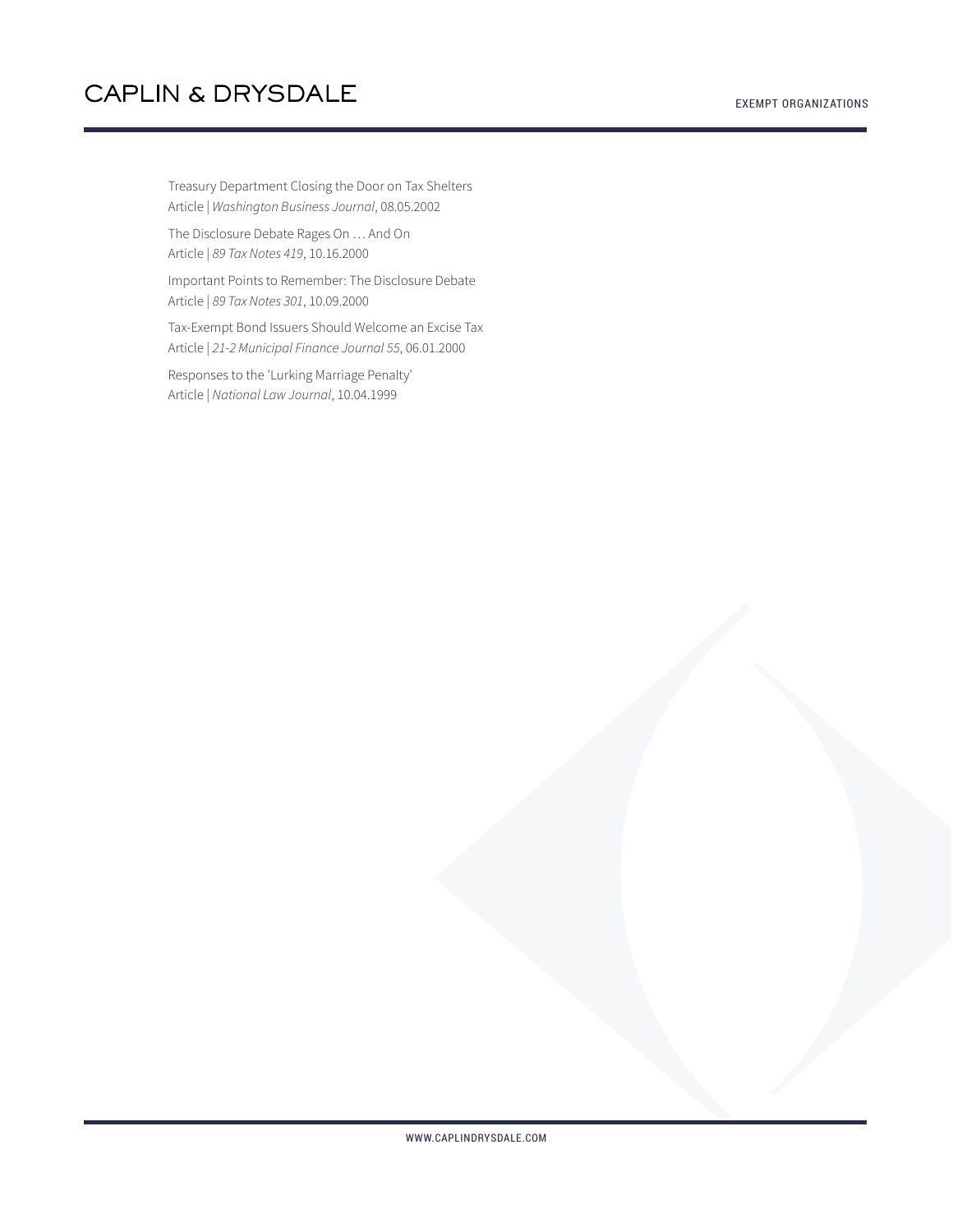Treasury Department Closing the Door on Tax Shelters
Article | *Washington Business Journal*, 08.05.2002

The Disclosure Debate Rages On … And On
Article | *89 Tax Notes 419*, 10.16.2000

Important Points to Remember: The Disclosure Debate
Article | *89 Tax Notes 301*, 10.09.2000

Tax-Exempt Bond Issuers Should Welcome an Excise Tax
Article | *21-2 Municipal Finance Journal 55*, 06.01.2000

Responses to the 'Lurking Marriage Penalty'
Article | *National Law Journal*, 10.04.1999